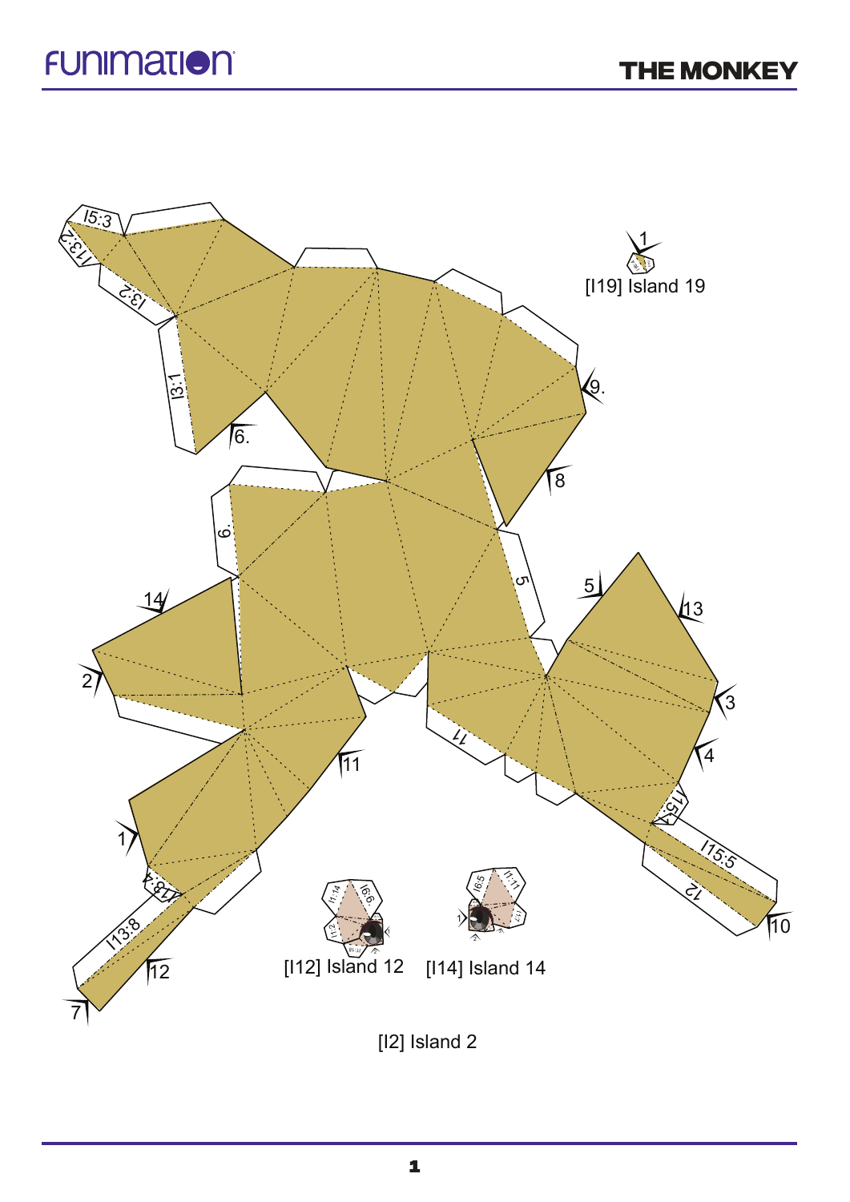# THE MONKEY

[I19] Island 19

[I12] Island 12

[I14] Island 14

[I2] Island 2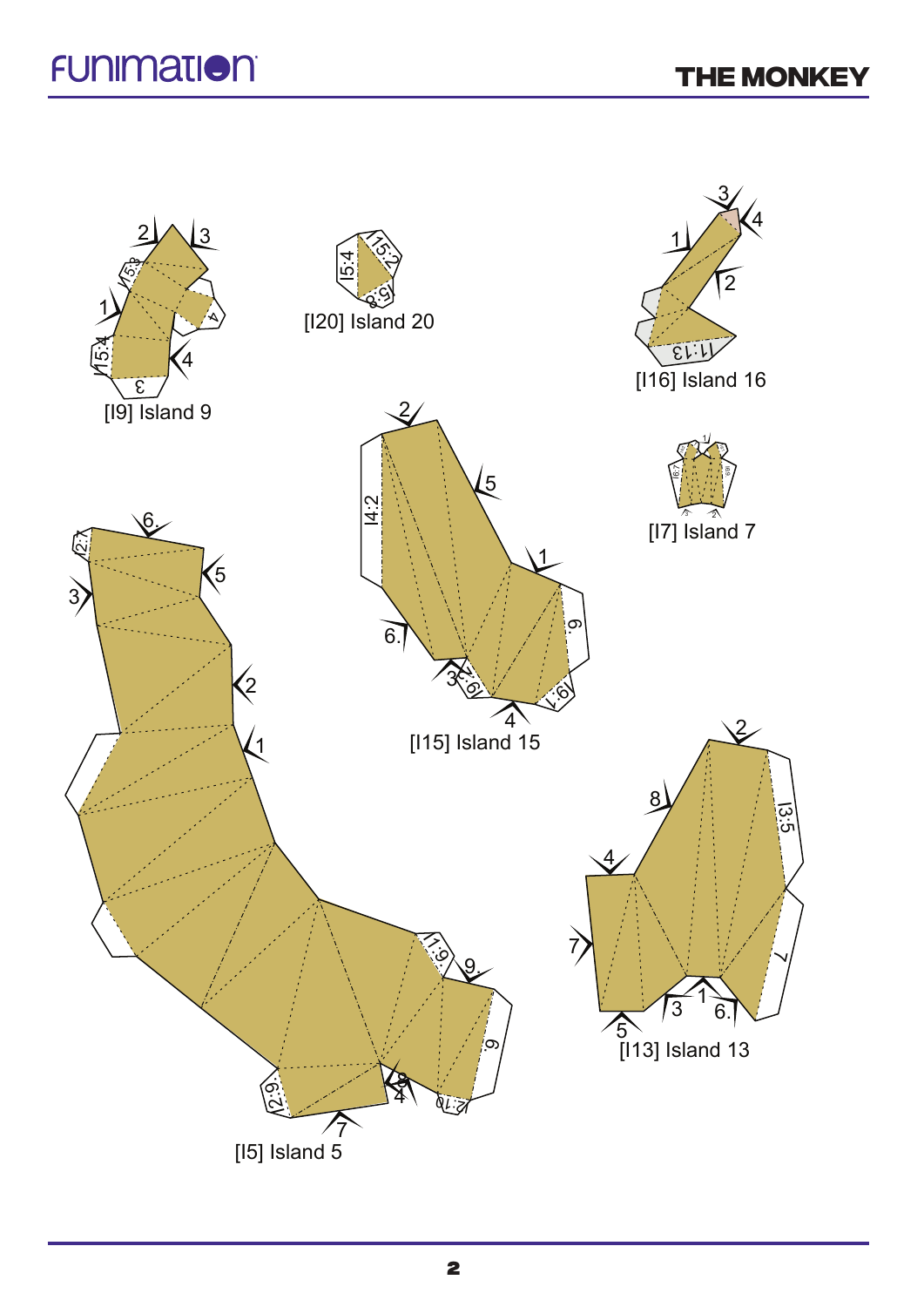[I9] Island 9

[I20] Island 20

[I16] Island 16

[I15] Island 15

[I7] Island 7

[I5] Island 5

[I13] Island 13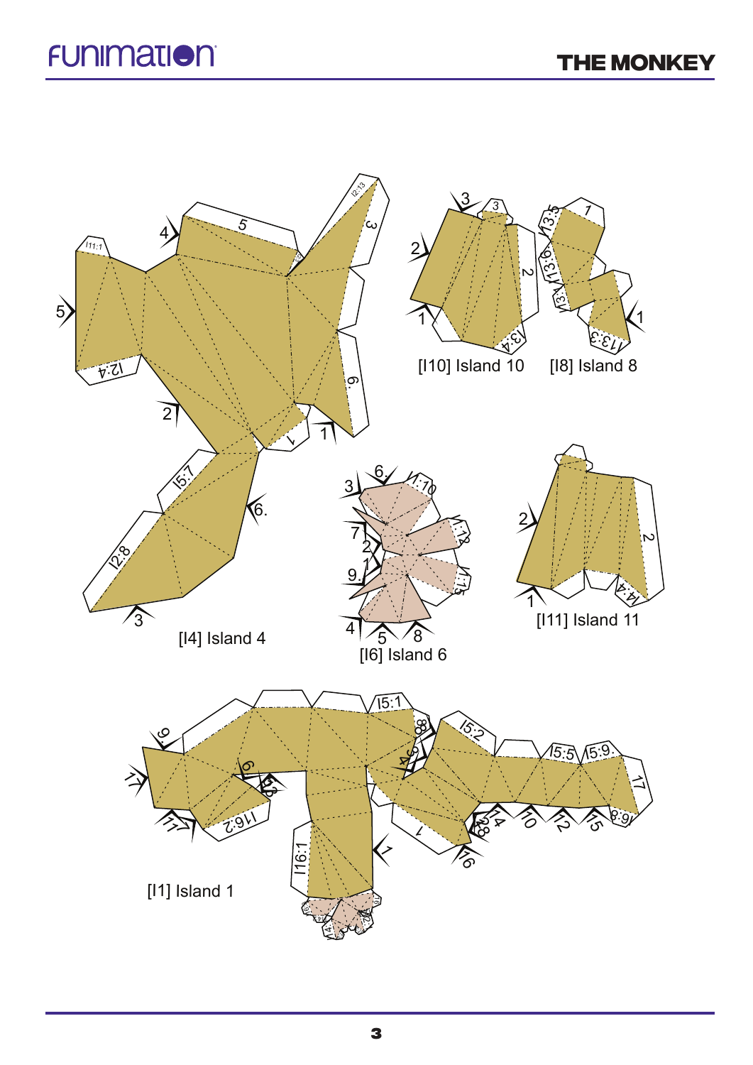# THE MONKEY

[I4] Island 4

[I10] Island 10

[I8] Island 8

[I6] Island 6

[I11] Island 11

[I1] Island 1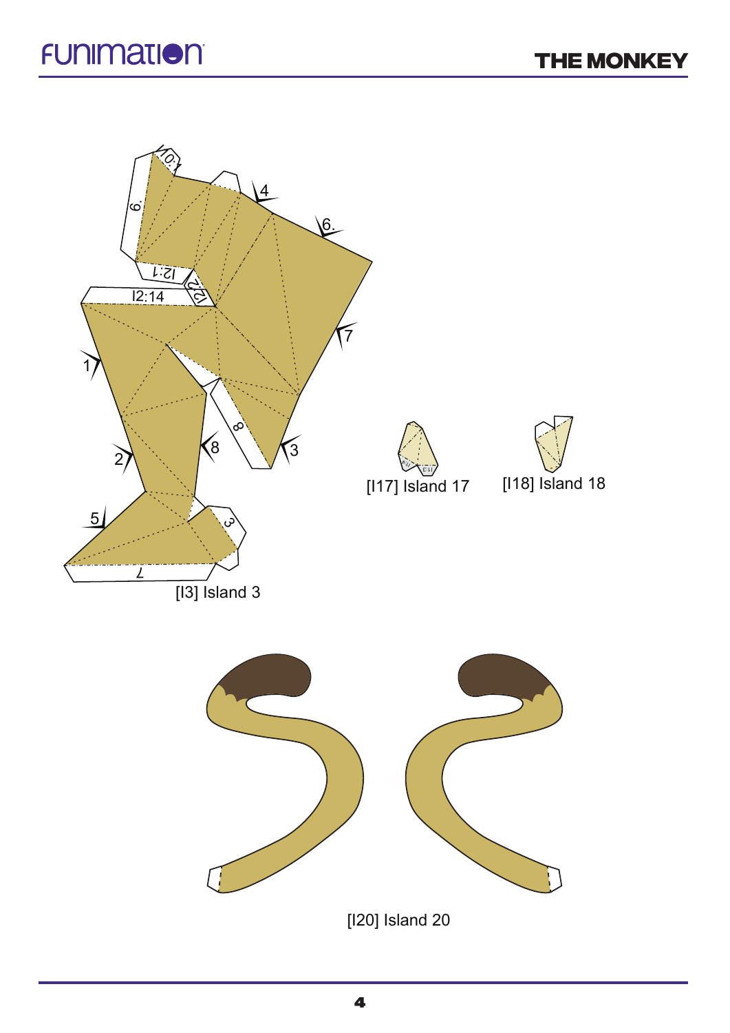[I3] Island 3

[I17] Island 17

[I18] Island 18

[I20] Island 20